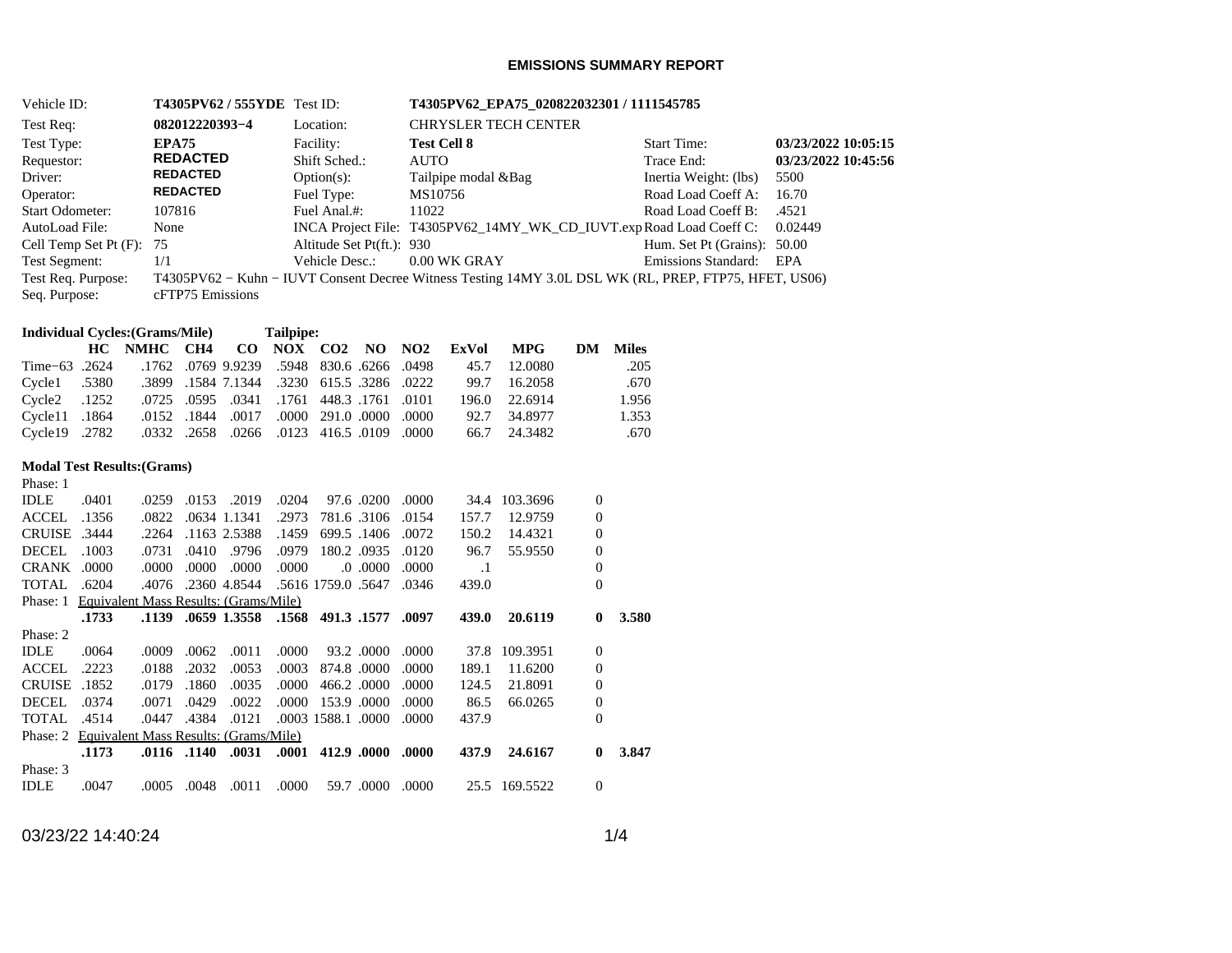# EMISSIONS SUMMARY REPORT

| | | | | | |
|---|---|---|---|---|---|
| Vehicle ID: | **T4305PV62 / 555YDE** | Test ID: | **T4305PV62_EPA75_020822032301 / 1111545785** | | |
| Test Req: | **082012220393−4** | Location: | CHRYSLER TECH CENTER | | |
| Test Type: | **EPA75** | Facility: | **Test Cell 8** | Start Time: | **03/23/2022 10:05:15** |
| Requestor: | **REDACTED** | Shift Sched.: | AUTO | Trace End: | **03/23/2022 10:45:56** |
| Driver: | **REDACTED** | Option(s): | Tailpipe modal &Bag | Inertia Weight: (lbs) | 5500 |
| Operator: | **REDACTED** | Fuel Type: | MS10756 | Road Load Coeff A: | 16.70 |
| Start Odometer: | 107816 | Fuel Anal.#: | 11022 | Road Load Coeff B: | .4521 |
| AutoLoad File: | None | INCA Project File: | T4305PV62_14MY_WK_CD_IUVT.exp | Road Load Coeff C: | 0.02449 |
| Cell Temp Set Pt (F): | 75 | Altitude Set Pt(ft.): | 930 | Hum. Set Pt (Grains): | 50.00 |
| Test Segment: | 1/1 | Vehicle Desc.: | 0.00 WK GRAY | Emissions Standard: | EPA |

Test Req. Purpose: T4305PV62 − Kuhn − IUVT Consent Decree Witness Testing 14MY 3.0L DSL WK (RL, PREP, FTP75, HFET, US06)

Seq. Purpose: cFTP75 Emissions

**Individual Cycles:(Grams/Mile)** **Tailpipe:**

| | HC | NMHC | CH4 | CO | NOX | CO2 | NO | NO2 | ExVol | MPG | DM | Miles |
|---|---|---|---|---|---|---|---|---|---|---|---|---|
| Time−63 | .2624 | .1762 | .0769 | 9.9239 | .5948 | 830.6 | .6266 | .0498 | 45.7 | 12.0080 | | .205 |
| Cycle1 | .5380 | .3899 | .1584 | 7.1344 | .3230 | 615.5 | .3286 | .0222 | 99.7 | 16.2058 | | .670 |
| Cycle2 | .1252 | .0725 | .0595 | .0341 | .1761 | 448.3 | .1761 | .0101 | 196.0 | 22.6914 | | 1.956 |
| Cycle11 | .1864 | .0152 | .1844 | .0017 | .0000 | 291.0 | .0000 | .0000 | 92.7 | 34.8977 | | 1.353 |
| Cycle19 | .2782 | .0332 | .2658 | .0266 | .0123 | 416.5 | .0109 | .0000 | 66.7 | 24.3482 | | .670 |

**Modal Test Results:(Grams)**

| | HC | NMHC | CH4 | CO | NOX | CO2 | NO | NO2 | ExVol | MPG | DM | Miles |
|---|---|---|---|---|---|---|---|---|---|---|---|---|
| Phase: 1 | | | | | | | | | | | | |
| IDLE | .0401 | .0259 | .0153 | .2019 | .0204 | 97.6 | .0200 | .0000 | 34.4 | 103.3696 | 0 | |
| ACCEL | .1356 | .0822 | .0634 | 1.1341 | .2973 | 781.6 | .3106 | .0154 | 157.7 | 12.9759 | 0 | |
| CRUISE | .3444 | .2264 | .1163 | 2.5388 | .1459 | 699.5 | .1406 | .0072 | 150.2 | 14.4321 | 0 | |
| DECEL | .1003 | .0731 | .0410 | .9796 | .0979 | 180.2 | .0935 | .0120 | 96.7 | 55.9550 | 0 | |
| CRANK | .0000 | .0000 | .0000 | .0000 | .0000 | .0 | .0000 | .0000 | .1 | | 0 | |
| TOTAL | .6204 | .4076 | .2360 | 4.8544 | .5616 | 1759.0 | .5647 | .0346 | 439.0 | | 0 | |
| Phase: 1 Equivalent Mass Results: (Grams/Mile) | | | | | | | | | | | | |
| | **.1733** | **.1139** | **.0659** | **1.3558** | **.1568** | **491.3** | **.1577** | **.0097** | **439.0** | **20.6119** | **0** | **3.580** |
| Phase: 2 | | | | | | | | | | | | |
| IDLE | .0064 | .0009 | .0062 | .0011 | .0000 | 93.2 | .0000 | .0000 | 37.8 | 109.3951 | 0 | |
| ACCEL | .2223 | .0188 | .2032 | .0053 | .0003 | 874.8 | .0000 | .0000 | 189.1 | 11.6200 | 0 | |
| CRUISE | .1852 | .0179 | .1860 | .0035 | .0000 | 466.2 | .0000 | .0000 | 124.5 | 21.8091 | 0 | |
| DECEL | .0374 | .0071 | .0429 | .0022 | .0000 | 153.9 | .0000 | .0000 | 86.5 | 66.0265 | 0 | |
| TOTAL | .4514 | .0447 | .4384 | .0121 | .0003 | 1588.1 | .0000 | .0000 | 437.9 | | 0 | |
| Phase: 2 Equivalent Mass Results: (Grams/Mile) | | | | | | | | | | | | |
| | **.1173** | **.0116** | **.1140** | **.0031** | **.0001** | **412.9** | **.0000** | **.0000** | **437.9** | **24.6167** | **0** | **3.847** |
| Phase: 3 | | | | | | | | | | | | |
| IDLE | .0047 | .0005 | .0048 | .0011 | .0000 | 59.7 | .0000 | .0000 | 25.5 | 169.5522 | 0 | |

03/23/22 14:40:24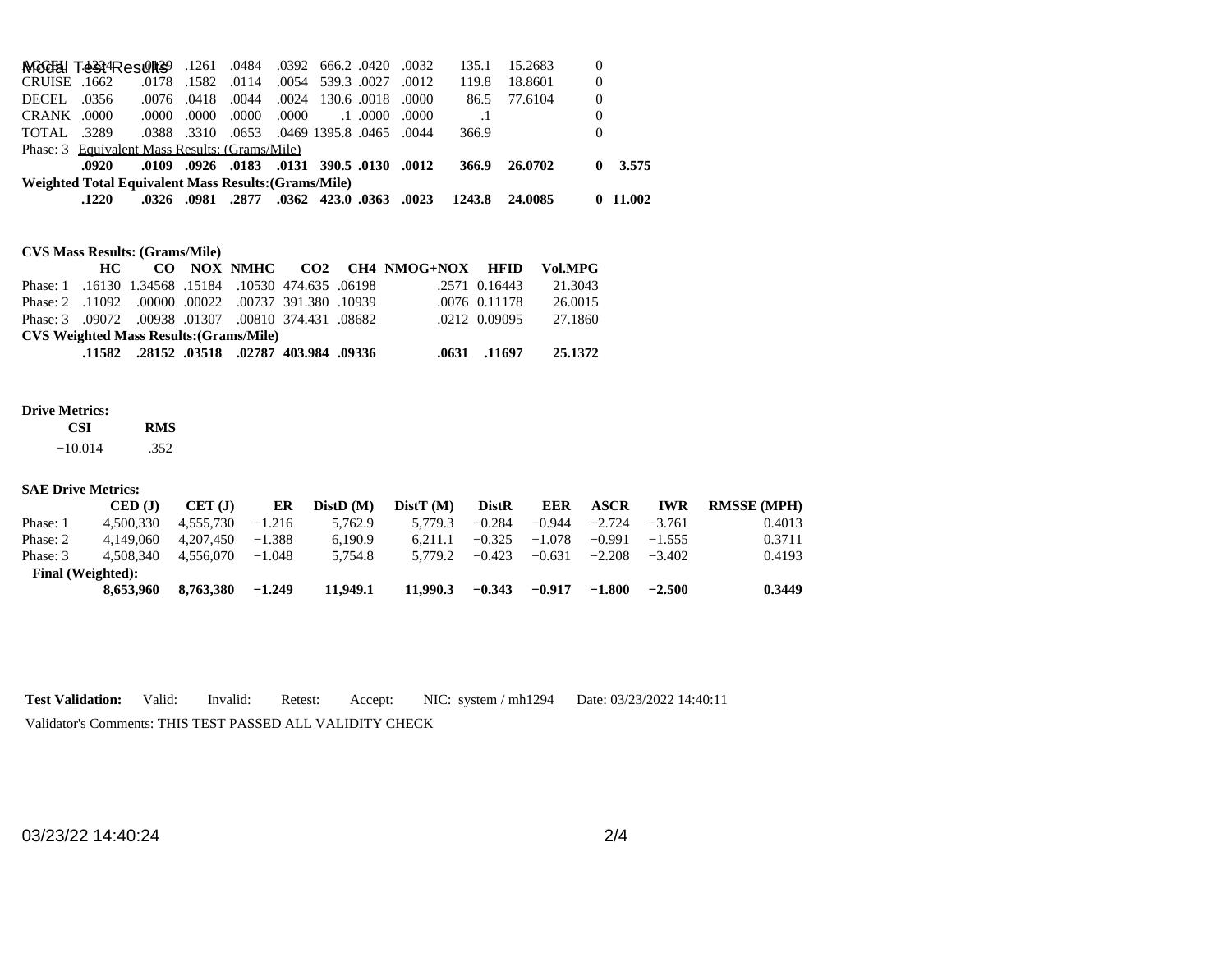| | | | | | | | | | | | | |
|---|---|---|---|---|---|---|---|---|---|---|---|---|
| ACCEL | .1234 | .0129 | .1261 | .0484 | .0392 | 666.2 | .0420 | .0032 | 135.1 | 15.2683 | 0 | |
| CRUISE | .1662 | .0178 | .1582 | .0114 | .0054 | 539.3 | .0027 | .0012 | 119.8 | 18.8601 | 0 | |
| DECEL | .0356 | .0076 | .0418 | .0044 | .0024 | 130.6 | .0018 | .0000 | 86.5 | 77.6104 | 0 | |
| CRANK | .0000 | .0000 | .0000 | .0000 | .0000 | .1 | .0000 | .0000 | .1 | | 0 | |
| TOTAL | .3289 | .0388 | .3310 | .0653 | .0469 | 1395.8 | .0465 | .0044 | 366.9 | | 0 | |
| Phase: 3 Equivalent Mass Results: (Grams/Mile) | | | | | | | | | | | | |
| | **.0920** | **.0109** | **.0926** | **.0183** | **.0131** | **390.5** | **.0130** | **.0012** | **366.9** | **26.0702** | **0** | **3.575** |
| **Weighted Total Equivalent Mass Results:(Grams/Mile)** | | | | | | | | | | | | |
| | **.1220** | **.0326** | **.0981** | **.2877** | **.0362** | **423.0** | **.0363** | **.0023** | **1243.8** | **24.0085** | **0** | **11.002** |

**CVS Mass Results: (Grams/Mile)**

| | HC | CO | NOX | NMHC | CO2 | CH4 | NMOG+NOX | HFID | Vol.MPG |
|---|---|---|---|---|---|---|---|---|---|
| Phase: 1 | .16130 | 1.34568 | .15184 | .10530 | 474.635 | .06198 | .2571 | 0.16443 | 21.3043 |
| Phase: 2 | .11092 | .00000 | .00022 | .00737 | 391.380 | .10939 | .0076 | 0.11178 | 26.0015 |
| Phase: 3 | .09072 | .00938 | .01307 | .00810 | 374.431 | .08682 | .0212 | 0.09095 | 27.1860 |
| **CVS Weighted Mass Results:(Grams/Mile)** | | | | | | | | | |
| | **.11582** | **.28152** | **.03518** | **.02787** | **403.984** | **.09336** | **.0631** | **.11697** | **25.1372** |

**Drive Metrics:**

| CSI | RMS |
|---|---|
| −10.014 | .352 |

**SAE Drive Metrics:**

| | CED (J) | CET (J) | ER | DistD (M) | DistT (M) | DistR | EER | ASCR | IWR | RMSSE (MPH) |
|---|---|---|---|---|---|---|---|---|---|---|
| Phase: 1 | 4,500,330 | 4,555,730 | −1.216 | 5,762.9 | 5,779.3 | −0.284 | −0.944 | −2.724 | −3.761 | 0.4013 |
| Phase: 2 | 4,149,060 | 4,207,450 | −1.388 | 6,190.9 | 6,211.1 | −0.325 | −1.078 | −0.991 | −1.555 | 0.3711 |
| Phase: 3 | 4,508,340 | 4,556,070 | −1.048 | 5,754.8 | 5,779.2 | −0.423 | −0.631 | −2.208 | −3.402 | 0.4193 |
| **Final (Weighted):** | | | | | | | | | | |
| | **8,653,960** | **8,763,380** | **−1.249** | **11,949.1** | **11,990.3** | **−0.343** | **−0.917** | **−1.800** | **−2.500** | **0.3449** |

**Test Validation:** Valid: Invalid: Retest: Accept: NIC: system / mh1294 Date: 03/23/2022 14:40:11

Validator's Comments: THIS TEST PASSED ALL VALIDITY CHECK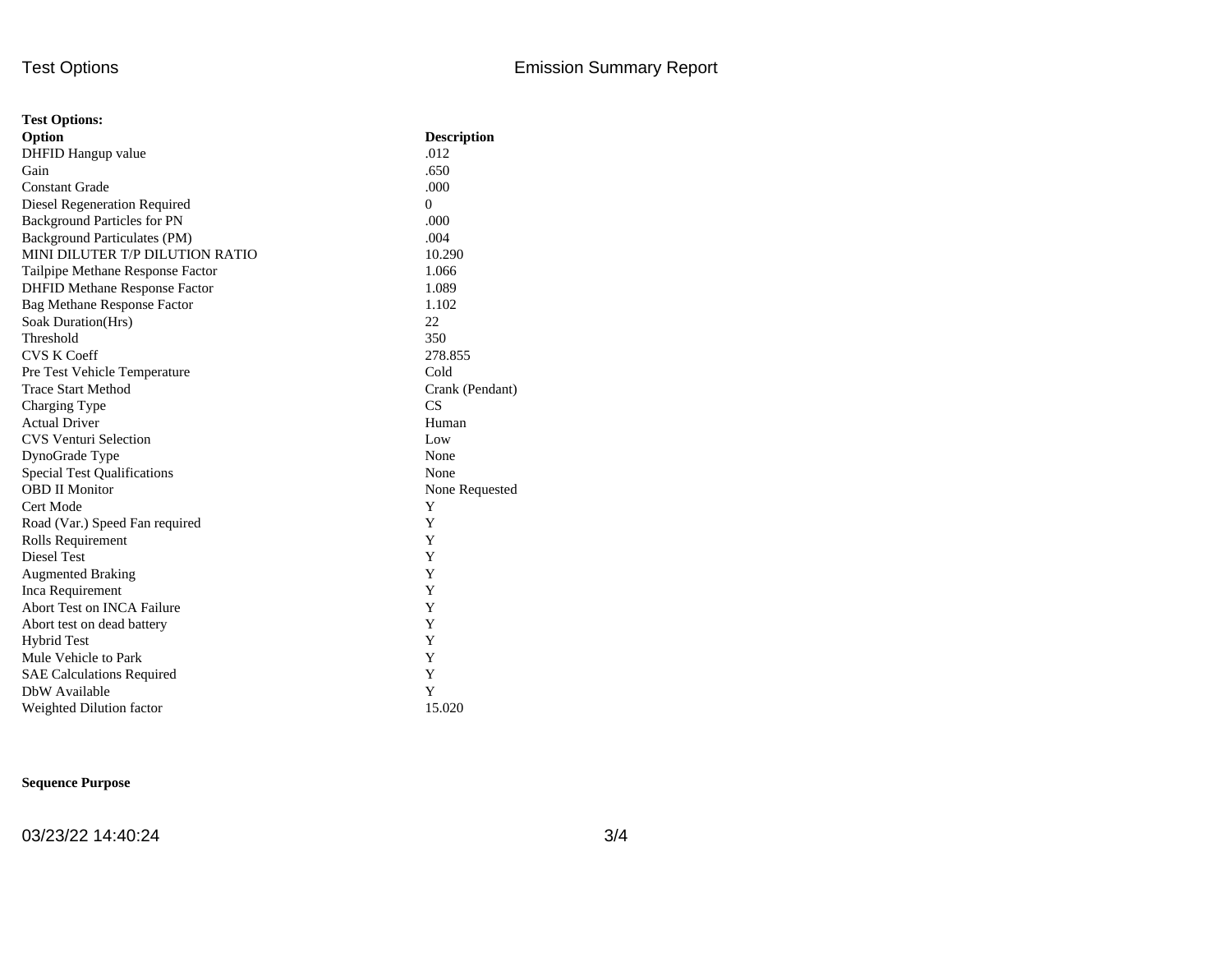**Test Options:**

| Option | Description |
|---|---|
| DHFID Hangup value | .012 |
| Gain | .650 |
| Constant Grade | .000 |
| Diesel Regeneration Required | 0 |
| Background Particles for PN | .000 |
| Background Particulates (PM) | .004 |
| MINI DILUTER T/P DILUTION RATIO | 10.290 |
| Tailpipe Methane Response Factor | 1.066 |
| DHFID Methane Response Factor | 1.089 |
| Bag Methane Response Factor | 1.102 |
| Soak Duration(Hrs) | 22 |
| Threshold | 350 |
| CVS K Coeff | 278.855 |
| Pre Test Vehicle Temperature | Cold |
| Trace Start Method | Crank (Pendant) |
| Charging Type | CS |
| Actual Driver | Human |
| CVS Venturi Selection | Low |
| DynoGrade Type | None |
| Special Test Qualifications | None |
| OBD II Monitor | None Requested |
| Cert Mode | Y |
| Road (Var.) Speed Fan required | Y |
| Rolls Requirement | Y |
| Diesel Test | Y |
| Augmented Braking | Y |
| Inca Requirement | Y |
| Abort Test on INCA Failure | Y |
| Abort test on dead battery | Y |
| Hybrid Test | Y |
| Mule Vehicle to Park | Y |
| SAE Calculations Required | Y |
| DbW Available | Y |
| Weighted Dilution factor | 15.020 |

**Sequence Purpose**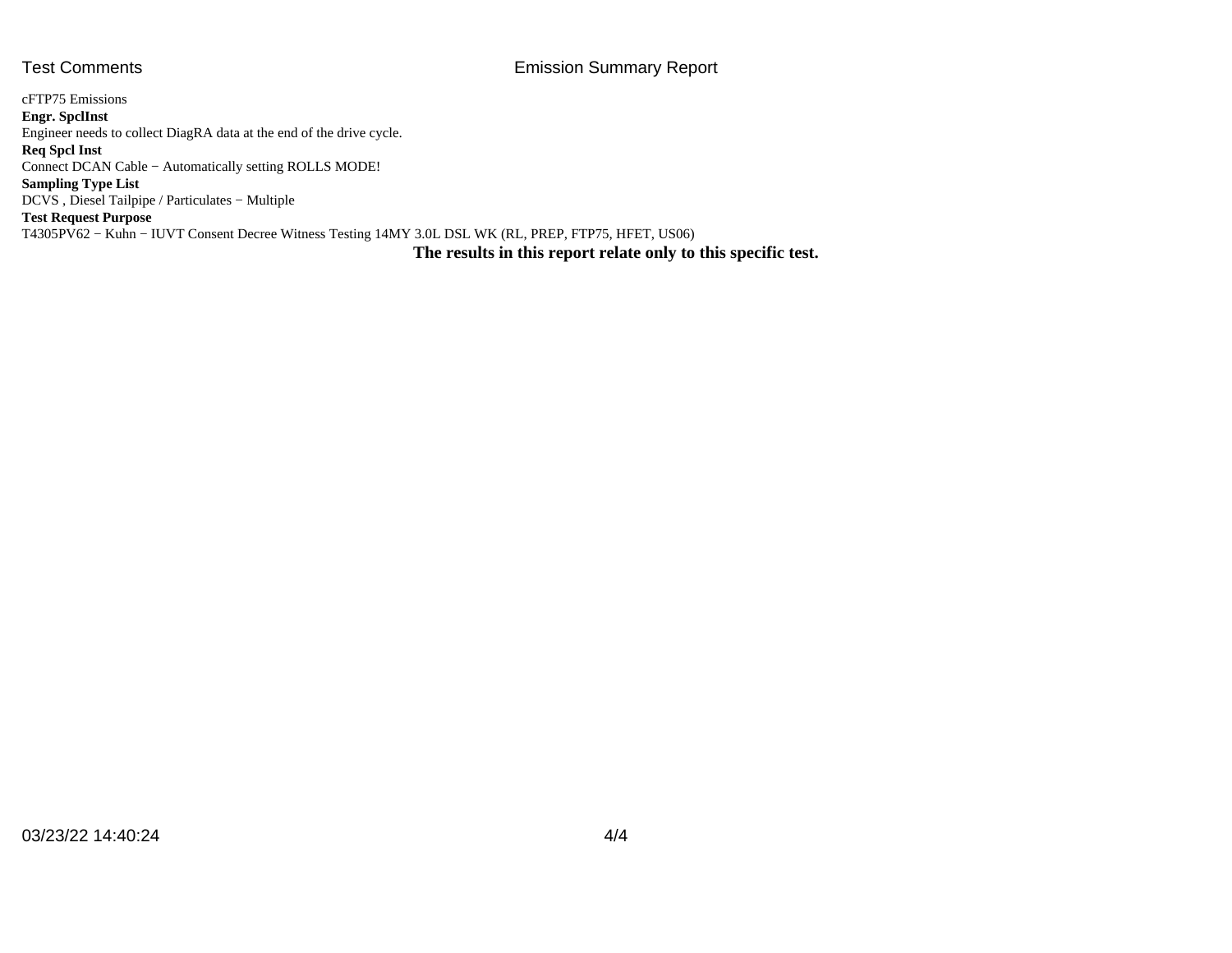## Test Comments

cFTP75 Emissions

**Engr. SpclInst**

Engineer needs to collect DiagRA data at the end of the drive cycle.

**Req Spcl Inst**

Connect DCAN Cable − Automatically setting ROLLS MODE!

**Sampling Type List**

DCVS , Diesel Tailpipe / Particulates − Multiple

**Test Request Purpose**

T4305PV62 − Kuhn − IUVT Consent Decree Witness Testing 14MY 3.0L DSL WK (RL, PREP, FTP75, HFET, US06)

**The results in this report relate only to this specific test.**